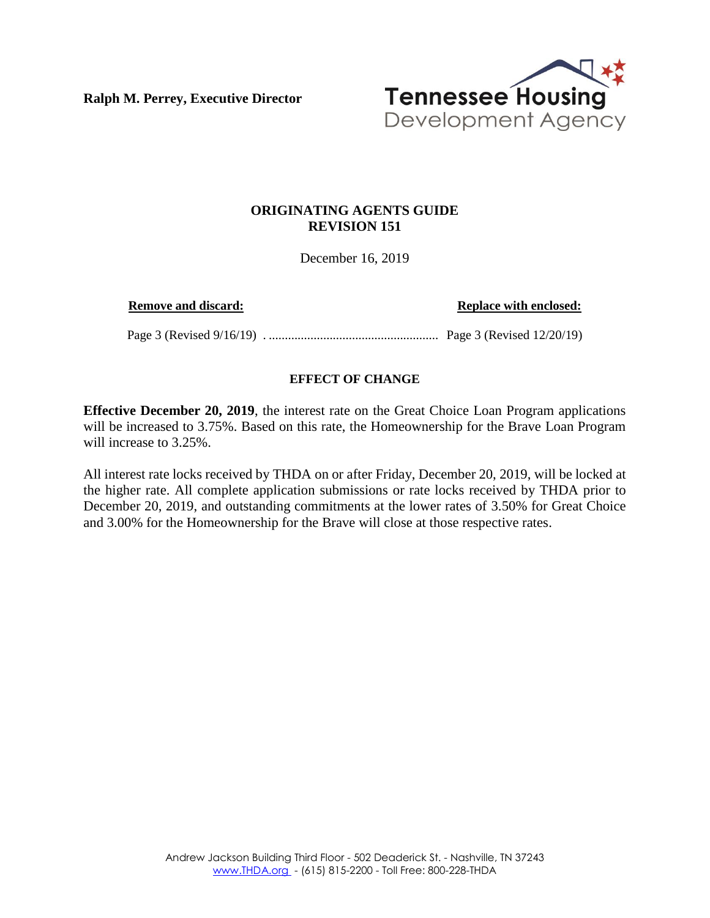**Ralph M. Perrey, Executive Director**

Tennessee Housing Development Agency

# ORIGINATING AGENTS GUIDE
## REVISION 151

December 16, 2019

| **Remove and discard:** | **Replace with enclosed:** |
| --- | --- |
| Page 3 (Revised 9/16/19) | Page 3 (Revised 12/20/19) |

### EFFECT OF CHANGE

**Effective December 20, 2019**, the interest rate on the Great Choice Loan Program applications will be increased to 3.75%. Based on this rate, the Homeownership for the Brave Loan Program will increase to 3.25%.

All interest rate locks received by THDA on or after Friday, December 20, 2019, will be locked at the higher rate. All complete application submissions or rate locks received by THDA prior to December 20, 2019, and outstanding commitments at the lower rates of 3.50% for Great Choice and 3.00% for the Homeownership for the Brave will close at those respective rates.

Andrew Jackson Building Third Floor - 502 Deaderick St. - Nashville, TN 37243
www.THDA.org - (615) 815-2200 - Toll Free: 800-228-THDA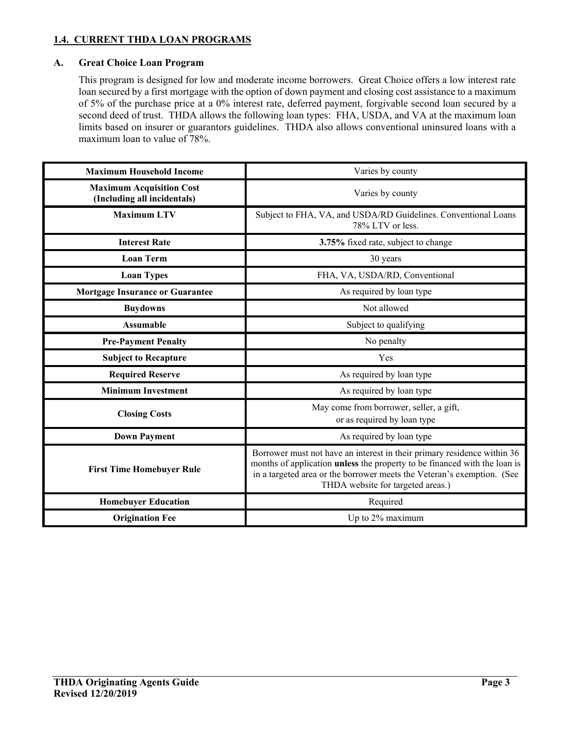## 1.4. CURRENT THDA LOAN PROGRAMS

### A. Great Choice Loan Program

This program is designed for low and moderate income borrowers. Great Choice offers a low interest rate loan secured by a first mortgage with the option of down payment and closing cost assistance to a maximum of 5% of the purchase price at a 0% interest rate, deferred payment, forgivable second loan secured by a second deed of trust. THDA allows the following loan types: FHA, USDA, and VA at the maximum loan limits based on insurer or guarantors guidelines. THDA also allows conventional uninsured loans with a maximum loan to value of 78%.

| | |
|---|---|
| **Maximum Household Income** | Varies by county |
| **Maximum Acquisition Cost (Including all incidentals)** | Varies by county |
| **Maximum LTV** | Subject to FHA, VA, and USDA/RD Guidelines. Conventional Loans 78% LTV or less. |
| **Interest Rate** | **3.75%** fixed rate, subject to change |
| **Loan Term** | 30 years |
| **Loan Types** | FHA, VA, USDA/RD, Conventional |
| **Mortgage Insurance or Guarantee** | As required by loan type |
| **Buydowns** | Not allowed |
| **Assumable** | Subject to qualifying |
| **Pre-Payment Penalty** | No penalty |
| **Subject to Recapture** | Yes |
| **Required Reserve** | As required by loan type |
| **Minimum Investment** | As required by loan type |
| **Closing Costs** | May come from borrower, seller, a gift, or as required by loan type |
| **Down Payment** | As required by loan type |
| **First Time Homebuyer Rule** | Borrower must not have an interest in their primary residence within 36 months of application **unless** the property to be financed with the loan is in a targeted area or the borrower meets the Veteran's exemption. (See THDA website for targeted areas.) |
| **Homebuyer Education** | Required |
| **Origination Fee** | Up to 2% maximum |